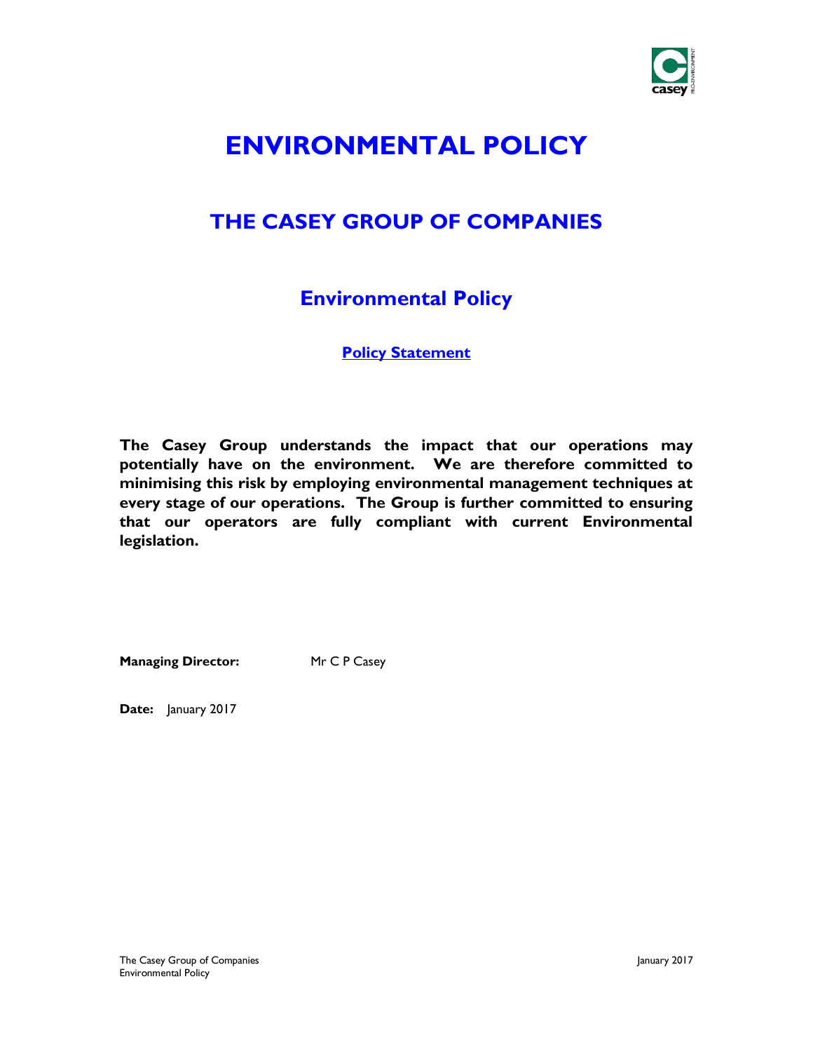# ENVIRONMENTAL POLICY

## THE CASEY GROUP OF COMPANIES

### Environmental Policy

**Policy Statement**

**The Casey Group understands the impact that our operations may potentially have on the environment. We are therefore committed to minimising this risk by employing environmental management techniques at every stage of our operations. The Group is further committed to ensuring that our operators are fully compliant with current Environmental legislation.**

**Managing Director:** Mr C P Casey

**Date:** January 2017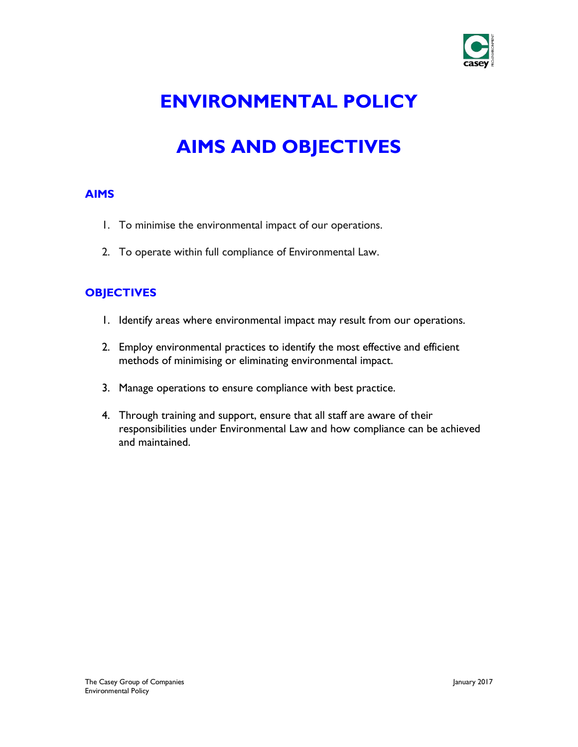# ENVIRONMENTAL POLICY

# AIMS AND OBJECTIVES

## AIMS

1. To minimise the environmental impact of our operations.

2. To operate within full compliance of Environmental Law.

## OBJECTIVES

1. Identify areas where environmental impact may result from our operations.

2. Employ environmental practices to identify the most effective and efficient methods of minimising or eliminating environmental impact.

3. Manage operations to ensure compliance with best practice.

4. Through training and support, ensure that all staff are aware of their responsibilities under Environmental Law and how compliance can be achieved and maintained.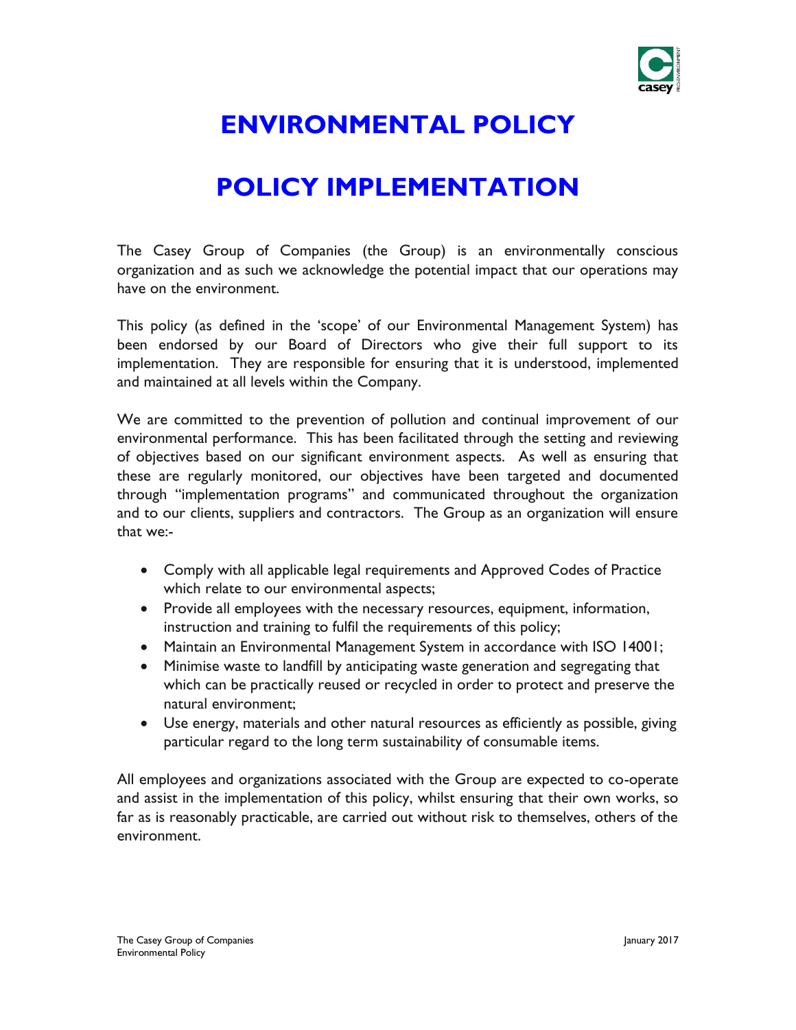# ENVIRONMENTAL POLICY

# POLICY IMPLEMENTATION

The Casey Group of Companies (the Group) is an environmentally conscious organization and as such we acknowledge the potential impact that our operations may have on the environment.

This policy (as defined in the 'scope' of our Environmental Management System) has been endorsed by our Board of Directors who give their full support to its implementation. They are responsible for ensuring that it is understood, implemented and maintained at all levels within the Company.

We are committed to the prevention of pollution and continual improvement of our environmental performance. This has been facilitated through the setting and reviewing of objectives based on our significant environment aspects. As well as ensuring that these are regularly monitored, our objectives have been targeted and documented through "implementation programs" and communicated throughout the organization and to our clients, suppliers and contractors. The Group as an organization will ensure that we:-

- Comply with all applicable legal requirements and Approved Codes of Practice which relate to our environmental aspects;
- Provide all employees with the necessary resources, equipment, information, instruction and training to fulfil the requirements of this policy;
- Maintain an Environmental Management System in accordance with ISO 14001;
- Minimise waste to landfill by anticipating waste generation and segregating that which can be practically reused or recycled in order to protect and preserve the natural environment;
- Use energy, materials and other natural resources as efficiently as possible, giving particular regard to the long term sustainability of consumable items.

All employees and organizations associated with the Group are expected to co-operate and assist in the implementation of this policy, whilst ensuring that their own works, so far as is reasonably practicable, are carried out without risk to themselves, others of the environment.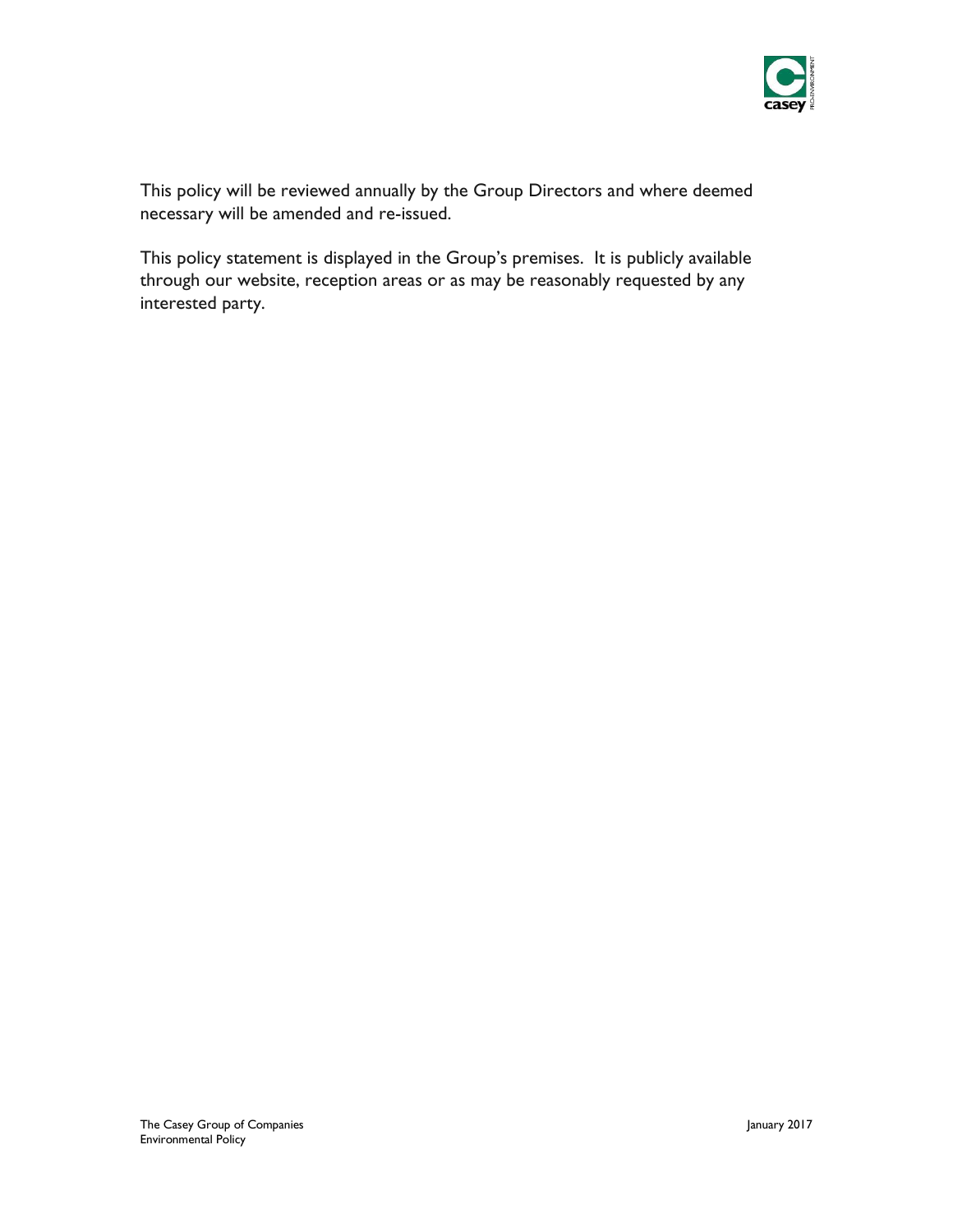This policy will be reviewed annually by the Group Directors and where deemed necessary will be amended and re-issued.

This policy statement is displayed in the Group's premises. It is publicly available through our website, reception areas or as may be reasonably requested by any interested party.